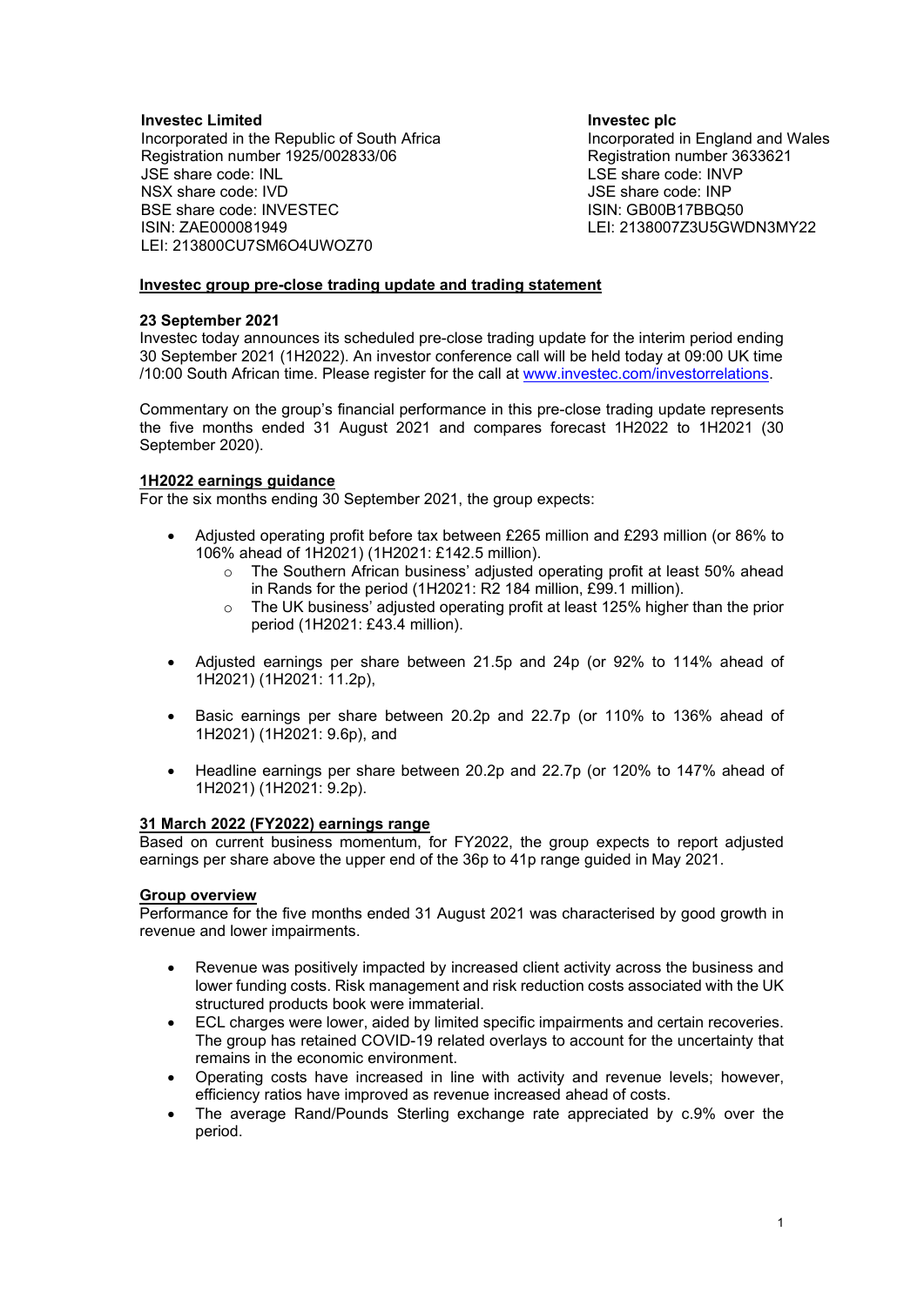**Investec Limited**
Incorporated in the Republic of South Africa
Registration number 1925/002833/06
JSE share code: INL
NSX share code: IVD
BSE share code: INVESTEC
ISIN: ZAE000081949
LEI: 213800CU7SM6O4UWOZ70

**Investec plc**
Incorporated in England and Wales
Registration number 3633621
LSE share code: INVP
JSE share code: INP
ISIN: GB00B17BBQ50
LEI: 2138007Z3U5GWDN3MY22

## Investec group pre-close trading update and trading statement

**23 September 2021**

Investec today announces its scheduled pre-close trading update for the interim period ending 30 September 2021 (1H2022). An investor conference call will be held today at 09:00 UK time /10:00 South African time. Please register for the call at www.investec.com/investorrelations.

Commentary on the group's financial performance in this pre-close trading update represents the five months ended 31 August 2021 and compares forecast 1H2022 to 1H2021 (30 September 2020).

### 1H2022 earnings guidance

For the six months ending 30 September 2021, the group expects:

- Adjusted operating profit before tax between £265 million and £293 million (or 86% to 106% ahead of 1H2021) (1H2021: £142.5 million).
  - The Southern African business' adjusted operating profit at least 50% ahead in Rands for the period (1H2021: R2 184 million, £99.1 million).
  - The UK business' adjusted operating profit at least 125% higher than the prior period (1H2021: £43.4 million).
- Adjusted earnings per share between 21.5p and 24p (or 92% to 114% ahead of 1H2021) (1H2021: 11.2p),
- Basic earnings per share between 20.2p and 22.7p (or 110% to 136% ahead of 1H2021) (1H2021: 9.6p), and
- Headline earnings per share between 20.2p and 22.7p (or 120% to 147% ahead of 1H2021) (1H2021: 9.2p).

### 31 March 2022 (FY2022) earnings range

Based on current business momentum, for FY2022, the group expects to report adjusted earnings per share above the upper end of the 36p to 41p range guided in May 2021.

### Group overview

Performance for the five months ended 31 August 2021 was characterised by good growth in revenue and lower impairments.

- Revenue was positively impacted by increased client activity across the business and lower funding costs. Risk management and risk reduction costs associated with the UK structured products book were immaterial.
- ECL charges were lower, aided by limited specific impairments and certain recoveries. The group has retained COVID-19 related overlays to account for the uncertainty that remains in the economic environment.
- Operating costs have increased in line with activity and revenue levels; however, efficiency ratios have improved as revenue increased ahead of costs.
- The average Rand/Pounds Sterling exchange rate appreciated by c.9% over the period.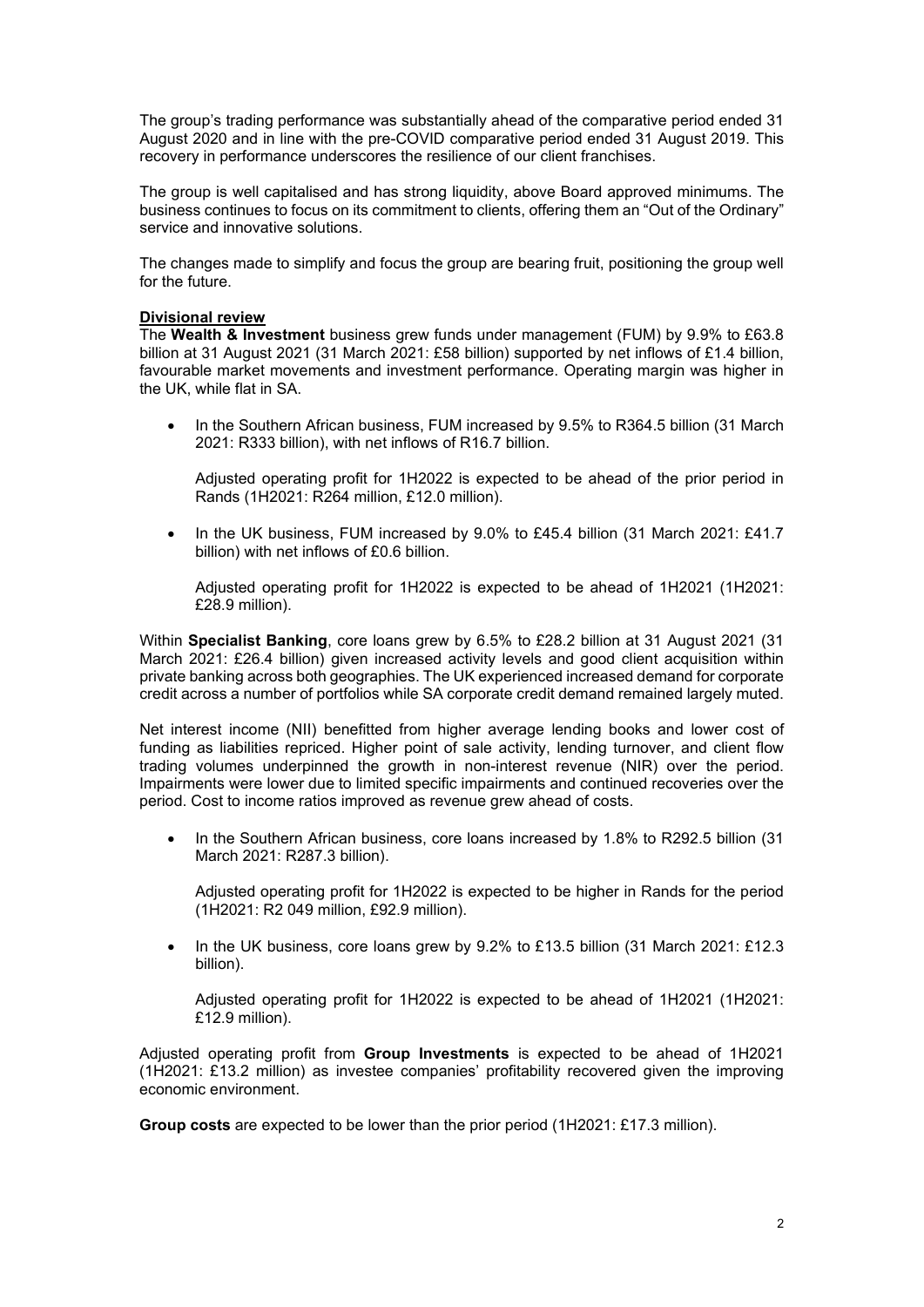The group's trading performance was substantially ahead of the comparative period ended 31 August 2020 and in line with the pre-COVID comparative period ended 31 August 2019. This recovery in performance underscores the resilience of our client franchises.

The group is well capitalised and has strong liquidity, above Board approved minimums. The business continues to focus on its commitment to clients, offering them an "Out of the Ordinary" service and innovative solutions.

The changes made to simplify and focus the group are bearing fruit, positioning the group well for the future.

**Divisional review**

The **Wealth & Investment** business grew funds under management (FUM) by 9.9% to £63.8 billion at 31 August 2021 (31 March 2021: £58 billion) supported by net inflows of £1.4 billion, favourable market movements and investment performance. Operating margin was higher in the UK, while flat in SA.

- In the Southern African business, FUM increased by 9.5% to R364.5 billion (31 March 2021: R333 billion), with net inflows of R16.7 billion.

  Adjusted operating profit for 1H2022 is expected to be ahead of the prior period in Rands (1H2021: R264 million, £12.0 million).

- In the UK business, FUM increased by 9.0% to £45.4 billion (31 March 2021: £41.7 billion) with net inflows of £0.6 billion.

  Adjusted operating profit for 1H2022 is expected to be ahead of 1H2021 (1H2021: £28.9 million).

Within **Specialist Banking**, core loans grew by 6.5% to £28.2 billion at 31 August 2021 (31 March 2021: £26.4 billion) given increased activity levels and good client acquisition within private banking across both geographies. The UK experienced increased demand for corporate credit across a number of portfolios while SA corporate credit demand remained largely muted.

Net interest income (NII) benefitted from higher average lending books and lower cost of funding as liabilities repriced. Higher point of sale activity, lending turnover, and client flow trading volumes underpinned the growth in non-interest revenue (NIR) over the period. Impairments were lower due to limited specific impairments and continued recoveries over the period. Cost to income ratios improved as revenue grew ahead of costs.

- In the Southern African business, core loans increased by 1.8% to R292.5 billion (31 March 2021: R287.3 billion).

  Adjusted operating profit for 1H2022 is expected to be higher in Rands for the period (1H2021: R2 049 million, £92.9 million).

- In the UK business, core loans grew by 9.2% to £13.5 billion (31 March 2021: £12.3 billion).

  Adjusted operating profit for 1H2022 is expected to be ahead of 1H2021 (1H2021: £12.9 million).

Adjusted operating profit from **Group Investments** is expected to be ahead of 1H2021 (1H2021: £13.2 million) as investee companies' profitability recovered given the improving economic environment.

**Group costs** are expected to be lower than the prior period (1H2021: £17.3 million).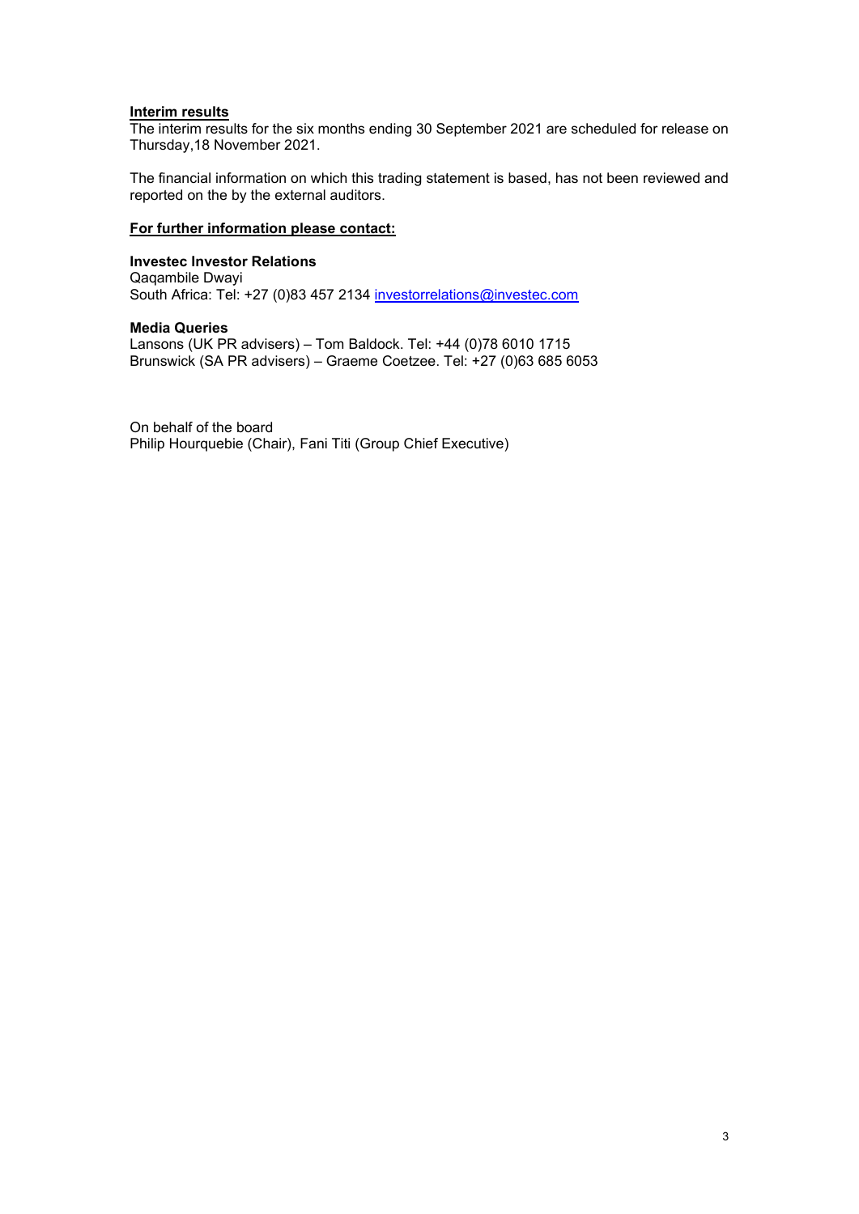**<u>Interim results</u>**

The interim results for the six months ending 30 September 2021 are scheduled for release on Thursday,18 November 2021.

The financial information on which this trading statement is based, has not been reviewed and reported on the by the external auditors.

**<u>For further information please contact:</u>**

**Investec Investor Relations**
Qaqambile Dwayi
South Africa: Tel: +27 (0)83 457 2134 [investorrelations@investec.com](mailto:investorrelations@investec.com)

**Media Queries**
Lansons (UK PR advisers) – Tom Baldock. Tel: +44 (0)78 6010 1715
Brunswick (SA PR advisers) – Graeme Coetzee. Tel: +27 (0)63 685 6053

On behalf of the board
Philip Hourquebie (Chair), Fani Titi (Group Chief Executive)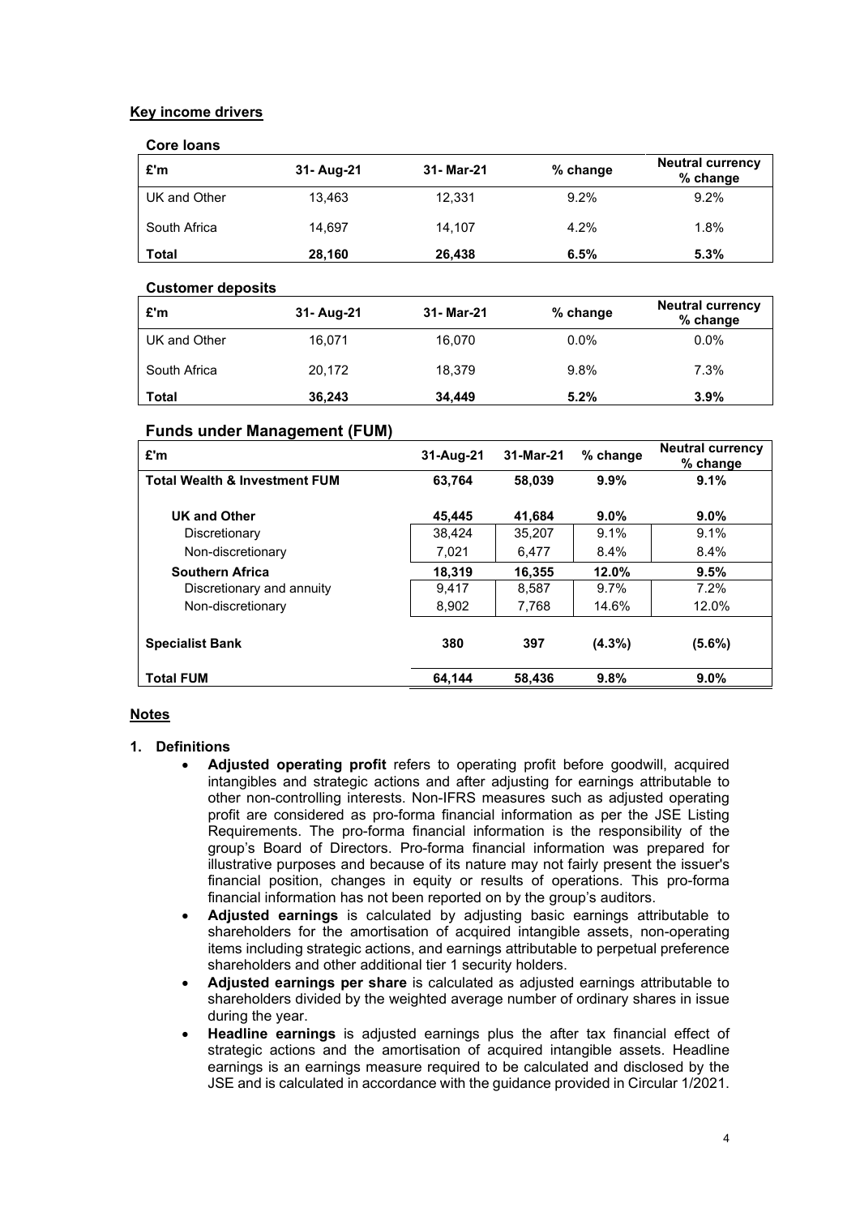## Key income drivers

**Core loans**

| £'m | 31- Aug-21 | 31- Mar-21 | % change | Neutral currency % change |
|---|---|---|---|---|
| UK and Other | 13,463 | 12,331 | 9.2% | 9.2% |
| South Africa | 14,697 | 14,107 | 4.2% | 1.8% |
| **Total** | **28,160** | **26,438** | **6.5%** | **5.3%** |

**Customer deposits**

| £'m | 31- Aug-21 | 31- Mar-21 | % change | Neutral currency % change |
|---|---|---|---|---|
| UK and Other | 16,071 | 16,070 | 0.0% | 0.0% |
| South Africa | 20,172 | 18,379 | 9.8% | 7.3% |
| **Total** | **36,243** | **34,449** | **5.2%** | **3.9%** |

### Funds under Management (FUM)

| £'m | 31-Aug-21 | 31-Mar-21 | % change | Neutral currency % change |
|---|---|---|---|---|
| **Total Wealth & Investment FUM** | **63,764** | **58,039** | **9.9%** | **9.1%** |
| **UK and Other** | **45,445** | **41,684** | **9.0%** | **9.0%** |
| Discretionary | 38,424 | 35,207 | 9.1% | 9.1% |
| Non-discretionary | 7,021 | 6,477 | 8.4% | 8.4% |
| **Southern Africa** | **18,319** | **16,355** | **12.0%** | **9.5%** |
| Discretionary and annuity | 9,417 | 8,587 | 9.7% | 7.2% |
| Non-discretionary | 8,902 | 7,768 | 14.6% | 12.0% |
| **Specialist Bank** | **380** | **397** | **(4.3%)** | **(5.6%)** |
| **Total FUM** | **64,144** | **58,436** | **9.8%** | **9.0%** |

## Notes

**1. Definitions**

- **Adjusted operating profit** refers to operating profit before goodwill, acquired intangibles and strategic actions and after adjusting for earnings attributable to other non-controlling interests. Non-IFRS measures such as adjusted operating profit are considered as pro-forma financial information as per the JSE Listing Requirements. The pro-forma financial information is the responsibility of the group's Board of Directors. Pro-forma financial information was prepared for illustrative purposes and because of its nature may not fairly present the issuer's financial position, changes in equity or results of operations. This pro-forma financial information has not been reported on by the group's auditors.
- **Adjusted earnings** is calculated by adjusting basic earnings attributable to shareholders for the amortisation of acquired intangible assets, non-operating items including strategic actions, and earnings attributable to perpetual preference shareholders and other additional tier 1 security holders.
- **Adjusted earnings per share** is calculated as adjusted earnings attributable to shareholders divided by the weighted average number of ordinary shares in issue during the year.
- **Headline earnings** is adjusted earnings plus the after tax financial effect of strategic actions and the amortisation of acquired intangible assets. Headline earnings is an earnings measure required to be calculated and disclosed by the JSE and is calculated in accordance with the guidance provided in Circular 1/2021.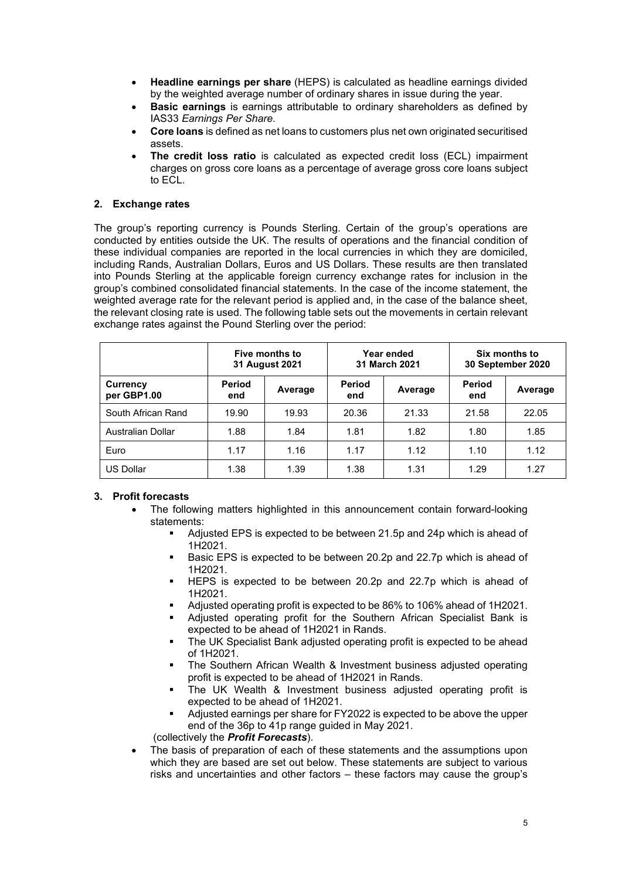- **Headline earnings per share** (HEPS) is calculated as headline earnings divided by the weighted average number of ordinary shares in issue during the year.
- **Basic earnings** is earnings attributable to ordinary shareholders as defined by IAS33 *Earnings Per Share.*
- **Core loans** is defined as net loans to customers plus net own originated securitised assets.
- **The credit loss ratio** is calculated as expected credit loss (ECL) impairment charges on gross core loans as a percentage of average gross core loans subject to ECL.

## 2. Exchange rates

The group's reporting currency is Pounds Sterling. Certain of the group's operations are conducted by entities outside the UK. The results of operations and the financial condition of these individual companies are reported in the local currencies in which they are domiciled, including Rands, Australian Dollars, Euros and US Dollars. These results are then translated into Pounds Sterling at the applicable foreign currency exchange rates for inclusion in the group's combined consolidated financial statements. In the case of the income statement, the weighted average rate for the relevant period is applied and, in the case of the balance sheet, the relevant closing rate is used. The following table sets out the movements in certain relevant exchange rates against the Pound Sterling over the period:

| | Five months to 31 August 2021 | | Year ended 31 March 2021 | | Six months to 30 September 2020 | |
|---|---|---|---|---|---|---|
| **Currency per GBP1.00** | **Period end** | **Average** | **Period end** | **Average** | **Period end** | **Average** |
| South African Rand | 19.90 | 19.93 | 20.36 | 21.33 | 21.58 | 22.05 |
| Australian Dollar | 1.88 | 1.84 | 1.81 | 1.82 | 1.80 | 1.85 |
| Euro | 1.17 | 1.16 | 1.17 | 1.12 | 1.10 | 1.12 |
| US Dollar | 1.38 | 1.39 | 1.38 | 1.31 | 1.29 | 1.27 |

## 3. Profit forecasts

- The following matters highlighted in this announcement contain forward-looking statements:
  - Adjusted EPS is expected to be between 21.5p and 24p which is ahead of 1H2021.
  - Basic EPS is expected to be between 20.2p and 22.7p which is ahead of 1H2021.
  - HEPS is expected to be between 20.2p and 22.7p which is ahead of 1H2021.
  - Adjusted operating profit is expected to be 86% to 106% ahead of 1H2021.
  - Adjusted operating profit for the Southern African Specialist Bank is expected to be ahead of 1H2021 in Rands.
  - The UK Specialist Bank adjusted operating profit is expected to be ahead of 1H2021.
  - The Southern African Wealth & Investment business adjusted operating profit is expected to be ahead of 1H2021 in Rands.
  - The UK Wealth & Investment business adjusted operating profit is expected to be ahead of 1H2021.
  - Adjusted earnings per share for FY2022 is expected to be above the upper end of the 36p to 41p range guided in May 2021.

  (collectively the ***Profit Forecasts***).
- The basis of preparation of each of these statements and the assumptions upon which they are based are set out below. These statements are subject to various risks and uncertainties and other factors – these factors may cause the group's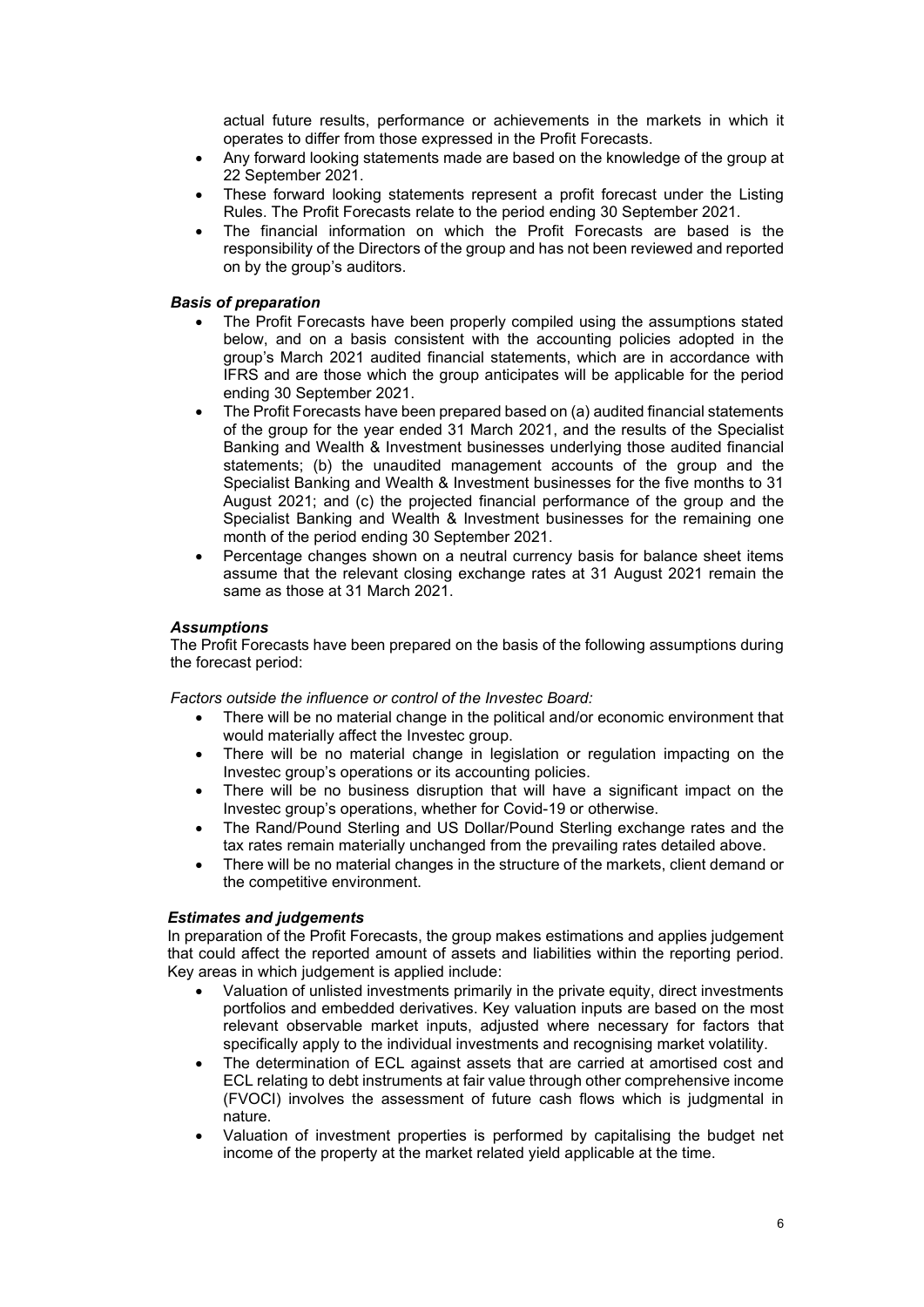actual future results, performance or achievements in the markets in which it operates to differ from those expressed in the Profit Forecasts.

- Any forward looking statements made are based on the knowledge of the group at 22 September 2021.
- These forward looking statements represent a profit forecast under the Listing Rules. The Profit Forecasts relate to the period ending 30 September 2021.
- The financial information on which the Profit Forecasts are based is the responsibility of the Directors of the group and has not been reviewed and reported on by the group's auditors.

***Basis of preparation***

- The Profit Forecasts have been properly compiled using the assumptions stated below, and on a basis consistent with the accounting policies adopted in the group's March 2021 audited financial statements, which are in accordance with IFRS and are those which the group anticipates will be applicable for the period ending 30 September 2021.
- The Profit Forecasts have been prepared based on (a) audited financial statements of the group for the year ended 31 March 2021, and the results of the Specialist Banking and Wealth & Investment businesses underlying those audited financial statements; (b) the unaudited management accounts of the group and the Specialist Banking and Wealth & Investment businesses for the five months to 31 August 2021; and (c) the projected financial performance of the group and the Specialist Banking and Wealth & Investment businesses for the remaining one month of the period ending 30 September 2021.
- Percentage changes shown on a neutral currency basis for balance sheet items assume that the relevant closing exchange rates at 31 August 2021 remain the same as those at 31 March 2021.

***Assumptions***

The Profit Forecasts have been prepared on the basis of the following assumptions during the forecast period:

*Factors outside the influence or control of the Investec Board:*

- There will be no material change in the political and/or economic environment that would materially affect the Investec group.
- There will be no material change in legislation or regulation impacting on the Investec group's operations or its accounting policies.
- There will be no business disruption that will have a significant impact on the Investec group's operations, whether for Covid-19 or otherwise.
- The Rand/Pound Sterling and US Dollar/Pound Sterling exchange rates and the tax rates remain materially unchanged from the prevailing rates detailed above.
- There will be no material changes in the structure of the markets, client demand or the competitive environment.

***Estimates and judgements***

In preparation of the Profit Forecasts, the group makes estimations and applies judgement that could affect the reported amount of assets and liabilities within the reporting period. Key areas in which judgement is applied include:

- Valuation of unlisted investments primarily in the private equity, direct investments portfolios and embedded derivatives. Key valuation inputs are based on the most relevant observable market inputs, adjusted where necessary for factors that specifically apply to the individual investments and recognising market volatility.
- The determination of ECL against assets that are carried at amortised cost and ECL relating to debt instruments at fair value through other comprehensive income (FVOCI) involves the assessment of future cash flows which is judgmental in nature.
- Valuation of investment properties is performed by capitalising the budget net income of the property at the market related yield applicable at the time.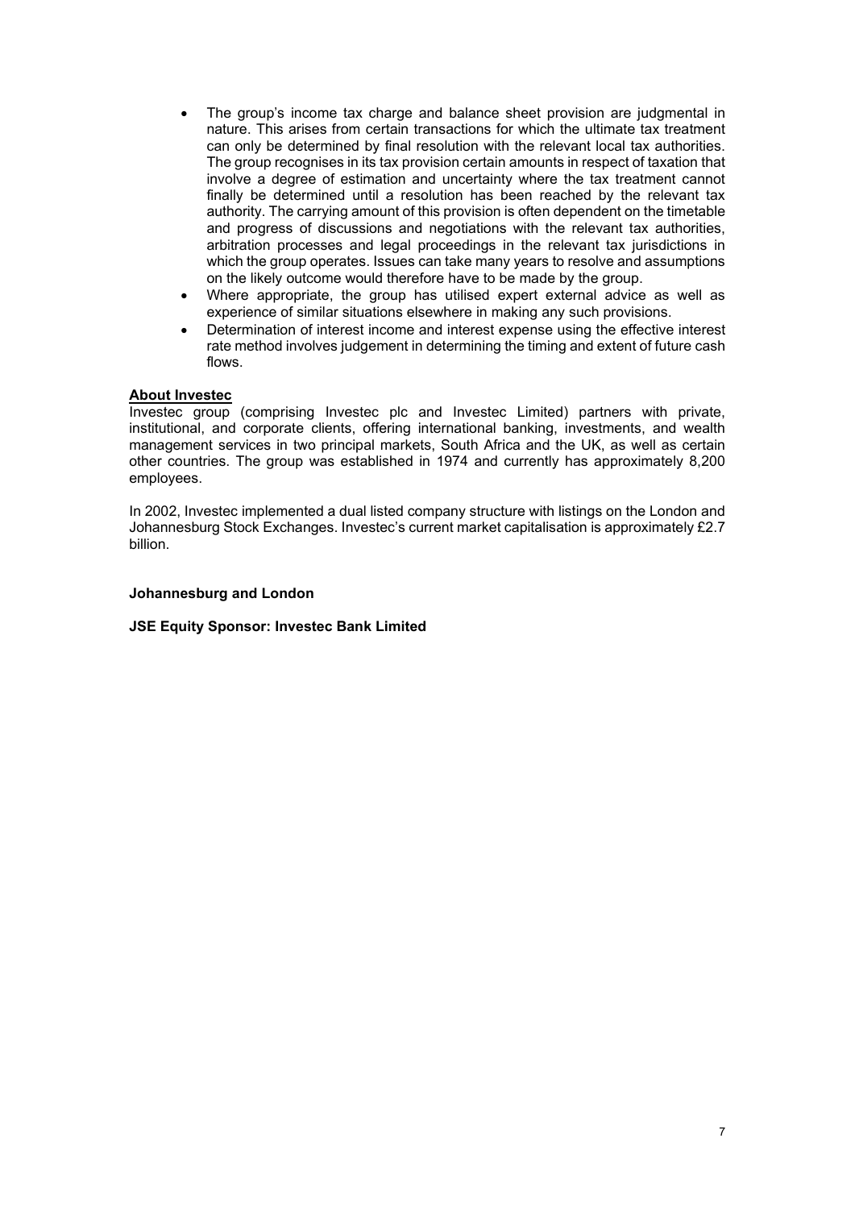- The group's income tax charge and balance sheet provision are judgmental in nature. This arises from certain transactions for which the ultimate tax treatment can only be determined by final resolution with the relevant local tax authorities. The group recognises in its tax provision certain amounts in respect of taxation that involve a degree of estimation and uncertainty where the tax treatment cannot finally be determined until a resolution has been reached by the relevant tax authority. The carrying amount of this provision is often dependent on the timetable and progress of discussions and negotiations with the relevant tax authorities, arbitration processes and legal proceedings in the relevant tax jurisdictions in which the group operates. Issues can take many years to resolve and assumptions on the likely outcome would therefore have to be made by the group.
- Where appropriate, the group has utilised expert external advice as well as experience of similar situations elsewhere in making any such provisions.
- Determination of interest income and interest expense using the effective interest rate method involves judgement in determining the timing and extent of future cash flows.

**About Investec**

Investec group (comprising Investec plc and Investec Limited) partners with private, institutional, and corporate clients, offering international banking, investments, and wealth management services in two principal markets, South Africa and the UK, as well as certain other countries. The group was established in 1974 and currently has approximately 8,200 employees.

In 2002, Investec implemented a dual listed company structure with listings on the London and Johannesburg Stock Exchanges. Investec's current market capitalisation is approximately £2.7 billion.

**Johannesburg and London**

**JSE Equity Sponsor: Investec Bank Limited**